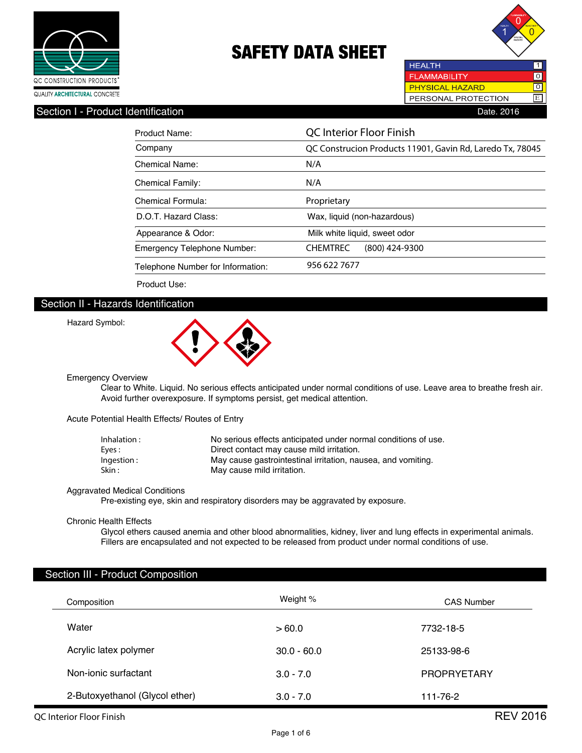QC CONSTRUCTION PRODUCTS®

QUALITY ARCHITECTURAL CONCRETE

# SAFETY DATA SHEET

| | |
|---|---|
| HEALTH | 1 |
| FLAMMABILITY | 0 |
| PHYSICAL HAZARD | 0 |
| PERSONAL PROTECTION | E |

## Section I - Product Identification

Date. 2016

| | |
|---|---|
| Product Name: | QC Interior Floor Finish |
| Company | QC Construcion Products 11901, Gavin Rd, Laredo Tx, 78045 |
| Chemical Name: | N/A |
| Chemical Family: | N/A |
| Chemical Formula: | Proprietary |
| D.O.T. Hazard Class: | Wax, liquid (non-hazardous) |
| Appearance & Odor: | Milk white liquid, sweet odor |
| Emergency Telephone Number: | CHEMTREC (800) 424-9300 |
| Telephone Number for Information: | 956 622 7677 |
| Product Use: | |

## Section II - Hazards Identification

Hazard Symbol:

Emergency Overview

Clear to White. Liquid. No serious effects anticipated under normal conditions of use. Leave area to breathe fresh air. Avoid further overexposure. If symptoms persist, get medical attention.

Acute Potential Health Effects/ Routes of Entry

| | |
|---|---|
| Inhalation : | No serious effects anticipated under normal conditions of use. |
| Eyes : | Direct contact may cause mild irritation. |
| Ingestion : | May cause gastrointestinal irritation, nausea, and vomiting. |
| Skin : | May cause mild irritation. |

Aggravated Medical Conditions

Pre-existing eye, skin and respiratory disorders may be aggravated by exposure.

Chronic Health Effects

Glycol ethers caused anemia and other blood abnormalities, kidney, liver and lung effects in experimental animals. Fillers are encapsulated and not expected to be released from product under normal conditions of use.

## Section III - Product Composition

| Composition | Weight % | CAS Number |
|---|---|---|
| Water | > 60.0 | 7732-18-5 |
| Acrylic latex polymer | 30.0 - 60.0 | 25133-98-6 |
| Non-ionic surfactant | 3.0 - 7.0 | PROPRYETARY |
| 2-Butoxyethanol (Glycol ether) | 3.0 - 7.0 | 111-76-2 |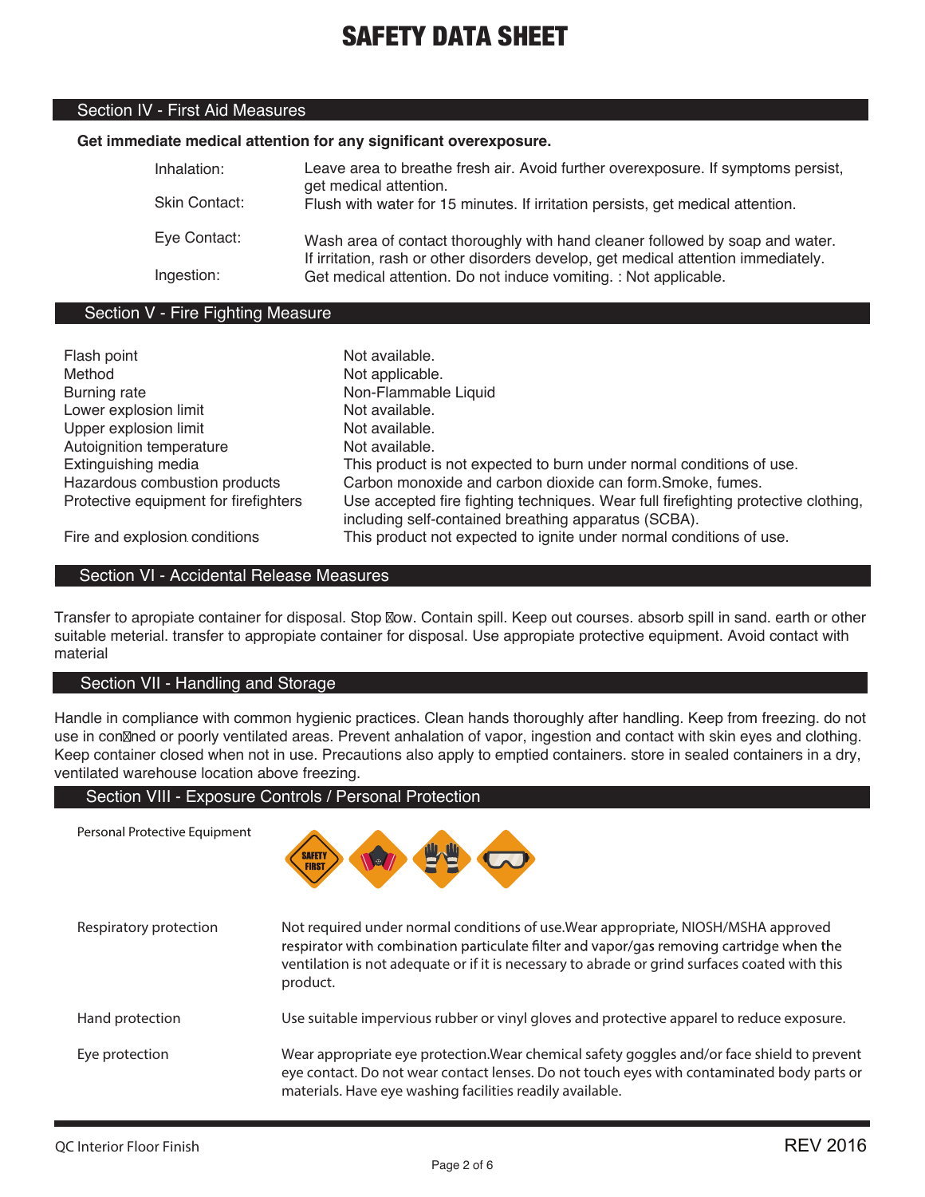# SAFETY DATA SHEET

## Section IV - First Aid Measures

**Get immediate medical attention for any significant overexposure.**

| | |
|---|---|
| Inhalation: | Leave area to breathe fresh air. Avoid further overexposure. If symptoms persist, get medical attention. |
| Skin Contact: | Flush with water for 15 minutes. If irritation persists, get medical attention. |
| Eye Contact: | Wash area of contact thoroughly with hand cleaner followed by soap and water. If irritation, rash or other disorders develop, get medical attention immediately. |
| Ingestion: | Get medical attention. Do not induce vomiting. : Not applicable. |

## Section V - Fire Fighting Measure

| | |
|---|---|
| Flash point | Not available. |
| Method | Not applicable. |
| Burning rate | Non-Flammable Liquid |
| Lower explosion limit | Not available. |
| Upper explosion limit | Not available. |
| Autoignition temperature | Not available. |
| Extinguishing media | This product is not expected to burn under normal conditions of use. |
| Hazardous combustion products | Carbon monoxide and carbon dioxide can form.Smoke, fumes. |
| Protective equipment for firefighters | Use accepted fire fighting techniques. Wear full firefighting protective clothing, including self-contained breathing apparatus (SCBA). |
| Fire and explosion conditions | This product not expected to ignite under normal conditions of use. |

## Section VI - Accidental Release Measures

Transfer to apropiate container for disposal. Stop flow. Contain spill. Keep out courses. absorb spill in sand. earth or other suitable meterial. transfer to appropiate container for disposal. Use appropiate protective equipment. Avoid contact with material

## Section VII - Handling and Storage

Handle in compliance with common hygienic practices. Clean hands thoroughly after handling. Keep from freezing. do not use in confined or poorly ventilated areas. Prevent anhalation of vapor, ingestion and contact with skin eyes and clothing. Keep container closed when not in use. Precautions also apply to emptied containers. store in sealed containers in a dry, ventilated warehouse location above freezing.

## Section VIII - Exposure Controls / Personal Protection

| | |
|---|---|
| Personal Protective Equipment | |
| Respiratory protection | Not required under normal conditions of use.Wear appropriate, NIOSH/MSHA approved respirator with combination particulate filter and vapor/gas removing cartridge when the ventilation is not adequate or if it is necessary to abrade or grind surfaces coated with this product. |
| Hand protection | Use suitable impervious rubber or vinyl gloves and protective apparel to reduce exposure. |
| Eye protection | Wear appropriate eye protection.Wear chemical safety goggles and/or face shield to prevent eye contact. Do not wear contact lenses. Do not touch eyes with contaminated body parts or materials. Have eye washing facilities readily available. |

QC Interior Floor Finish — REV 2016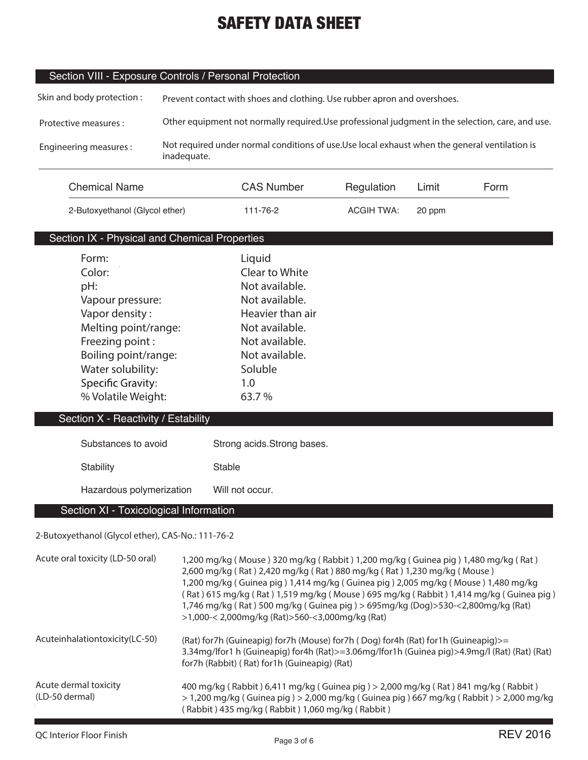# SAFETY DATA SHEET

## Section VIII - Exposure Controls / Personal Protection

| | |
|---|---|
| Skin and body protection : | Prevent contact with shoes and clothing. Use rubber apron and overshoes. |
| Protective measures : | Other equipment not normally required.Use professional judgment in the selection, care, and use. |
| Engineering measures : | Not required under normal conditions of use.Use local exhaust when the general ventilation is inadequate. |

| Chemical Name | CAS Number | Regulation | Limit | Form |
|---|---|---|---|---|
| 2-Butoxyethanol (Glycol ether) | 111-76-2 | ACGIH TWA: | 20 ppm | |

## Section IX - Physical and Chemical Properties

| | |
|---|---|
| Form: | Liquid |
| Color: | Clear to White |
| pH: | Not available. |
| Vapour pressure: | Not available. |
| Vapor density : | Heavier than air |
| Melting point/range: | Not available. |
| Freezing point : | Not available. |
| Boiling point/range: | Not available. |
| Water solubility: | Soluble |
| Specific Gravity: | 1.0 |
| % Volatile Weight: | 63.7 % |

## Section X - Reactivity / Estability

| | |
|---|---|
| Substances to avoid | Strong acids.Strong bases. |
| Stability | Stable |
| Hazardous polymerization | Will not occur. |

## Section XI - Toxicological Information

2-Butoxyethanol (Glycol ether), CAS-No.: 111-76-2

| | |
|---|---|
| Acute oral toxicity (LD-50 oral) | 1,200 mg/kg ( Mouse ) 320 mg/kg ( Rabbit ) 1,200 mg/kg ( Guinea pig ) 1,480 mg/kg ( Rat ) 2,600 mg/kg ( Rat ) 2,420 mg/kg ( Rat ) 880 mg/kg ( Rat ) 1,230 mg/kg ( Mouse ) 1,200 mg/kg ( Guinea pig ) 1,414 mg/kg ( Guinea pig ) 2,005 mg/kg ( Mouse ) 1,480 mg/kg ( Rat ) 615 mg/kg ( Rat ) 1,519 mg/kg ( Mouse ) 695 mg/kg ( Rabbit ) 1,414 mg/kg ( Guinea pig ) 1,746 mg/kg ( Rat ) 500 mg/kg ( Guinea pig ) > 695mg/kg (Dog)>530-<2,800mg/kg (Rat) >1,000-< 2,000mg/kg (Rat)>560-<3,000mg/kg (Rat) |
| Acuteinhalationtoxicity(LC-50) | (Rat) for7h (Guineapig) for7h (Mouse) for7h ( Dog) for4h (Rat) for1h (Guineapig)>= 3.34mg/lfor1 h (Guineapig) for4h (Rat)>=3.06mg/lfor1h (Guinea pig)>4.9mg/l (Rat) (Rat) (Rat) for7h (Rabbit) ( Rat) for1h (Guineapig) (Rat) |
| Acute dermal toxicity (LD-50 dermal) | 400 mg/kg ( Rabbit ) 6,411 mg/kg ( Guinea pig ) > 2,000 mg/kg ( Rat ) 841 mg/kg ( Rabbit ) > 1,200 mg/kg ( Guinea pig ) > 2,000 mg/kg ( Guinea pig ) 667 mg/kg ( Rabbit ) > 2,000 mg/kg ( Rabbit ) 435 mg/kg ( Rabbit ) 1,060 mg/kg ( Rabbit ) |

QC Interior Floor Finish

REV 2016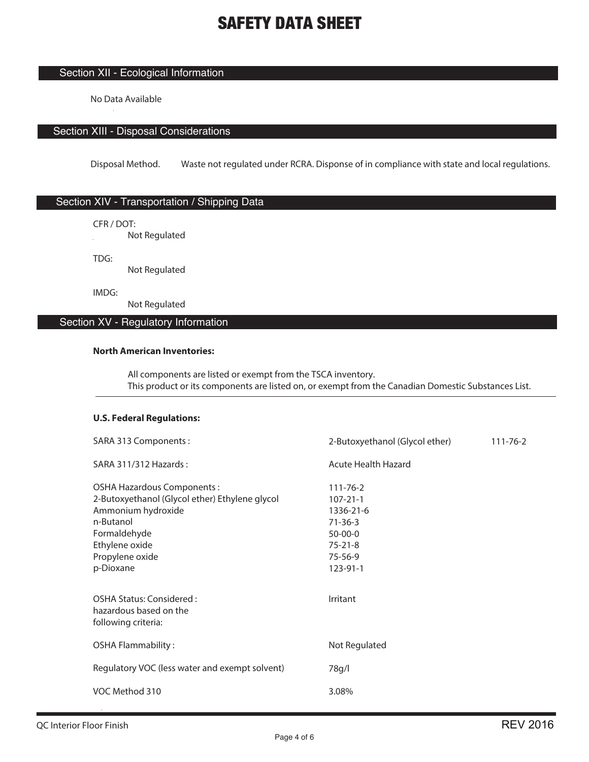# SAFETY DATA SHEET

## Section XII - Ecological Information

No Data Available

## Section XIII - Disposal Considerations

Disposal Method. Waste not regulated under RCRA. Disponse of in compliance with state and local regulations.

## Section XIV - Transportation / Shipping Data

CFR / DOT:
Not Regulated

TDG:
Not Regulated

IMDG:
Not Regulated

## Section XV - Regulatory Information

**North American Inventories:**

All components are listed or exempt from the TSCA inventory.
This product or its components are listed on, or exempt from the Canadian Domestic Substances List.

---

**U.S. Federal Regulations:**

| | | |
|---|---|---|
| SARA 313 Components : | 2-Butoxyethanol (Glycol ether) | 111-76-2 |
| SARA 311/312 Hazards : | Acute Health Hazard | |
| OSHA Hazardous Components : | 111-76-2 | |
| 2-Butoxyethanol (Glycol ether) Ethylene glycol | 107-21-1 | |
| Ammonium hydroxide | 1336-21-6 | |
| n-Butanol | 71-36-3 | |
| Formaldehyde | 50-00-0 | |
| Ethylene oxide | 75-21-8 | |
| Propylene oxide | 75-56-9 | |
| p-Dioxane | 123-91-1 | |
| OSHA Status: Considered : hazardous based on the following criteria: | Irritant | |
| OSHA Flammability : | Not Regulated | |
| Regulatory VOC (less water and exempt solvent) | 78g/l | |
| VOC Method 310 | 3.08% | |

QC Interior Floor Finish REV 2016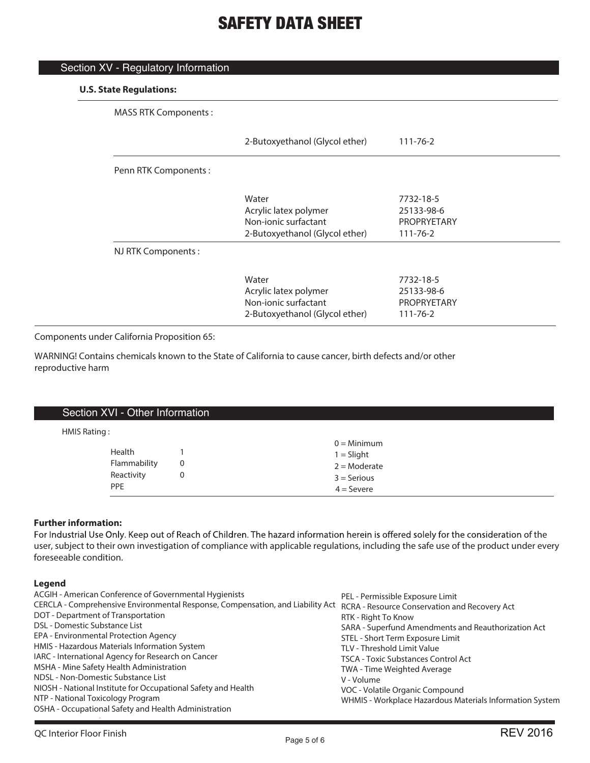## Section XV - Regulatory Information

**U.S. State Regulations:**

MASS RTK Components :

| | | |
|---|---|---|
| | 2-Butoxyethanol (Glycol ether) | 111-76-2 |

Penn RTK Components :

| | | |
|---|---|---|
| | Water | 7732-18-5 |
| | Acrylic latex polymer | 25133-98-6 |
| | Non-ionic surfactant | PROPRYETARY |
| | 2-Butoxyethanol (Glycol ether) | 111-76-2 |

NJ RTK Components :

| | | |
|---|---|---|
| | Water | 7732-18-5 |
| | Acrylic latex polymer | 25133-98-6 |
| | Non-ionic surfactant | PROPRYETARY |
| | 2-Butoxyethanol (Glycol ether) | 111-76-2 |

Components under California Proposition 65:

WARNING! Contains chemicals known to the State of California to cause cancer, birth defects and/or other reproductive harm

## Section XVI - Other Information

HMIS Rating :

| | | |
|---|---|---|
| Health | 1 | 0 = Minimum |
| Flammability | 0 | 1 = Slight |
| Reactivity | 0 | 2 = Moderate |
| PPE | | 3 = Serious |
| | | 4 = Severe |

**Further information:**

For Industrial Use Only. Keep out of Reach of Children. The hazard information herein is offered solely for the consideration of the user, subject to their own investigation of compliance with applicable regulations, including the safe use of the product under every foreseeable condition.

**Legend**

ACGIH - American Conference of Governmental Hygienists
CERCLA - Comprehensive Environmental Response, Compensation, and Liability Act
DOT - Department of Transportation
DSL - Domestic Substance List
EPA - Environmental Protection Agency
HMIS - Hazardous Materials Information System
IARC - International Agency for Research on Cancer
MSHA - Mine Safety Health Administration
NDSL - Non-Domestic Substance List
NIOSH - National Institute for Occupational Safety and Health
NTP - National Toxicology Program
OSHA - Occupational Safety and Health Administration
PEL - Permissible Exposure Limit
RCRA - Resource Conservation and Recovery Act
RTK - Right To Know
SARA - Superfund Amendments and Reauthorization Act
STEL - Short Term Exposure Limit
TLV - Threshold Limit Value
TSCA - Toxic Substances Control Act
TWA - Time Weighted Average
V - Volume
VOC - Volatile Organic Compound
WHMIS - Workplace Hazardous Materials Information System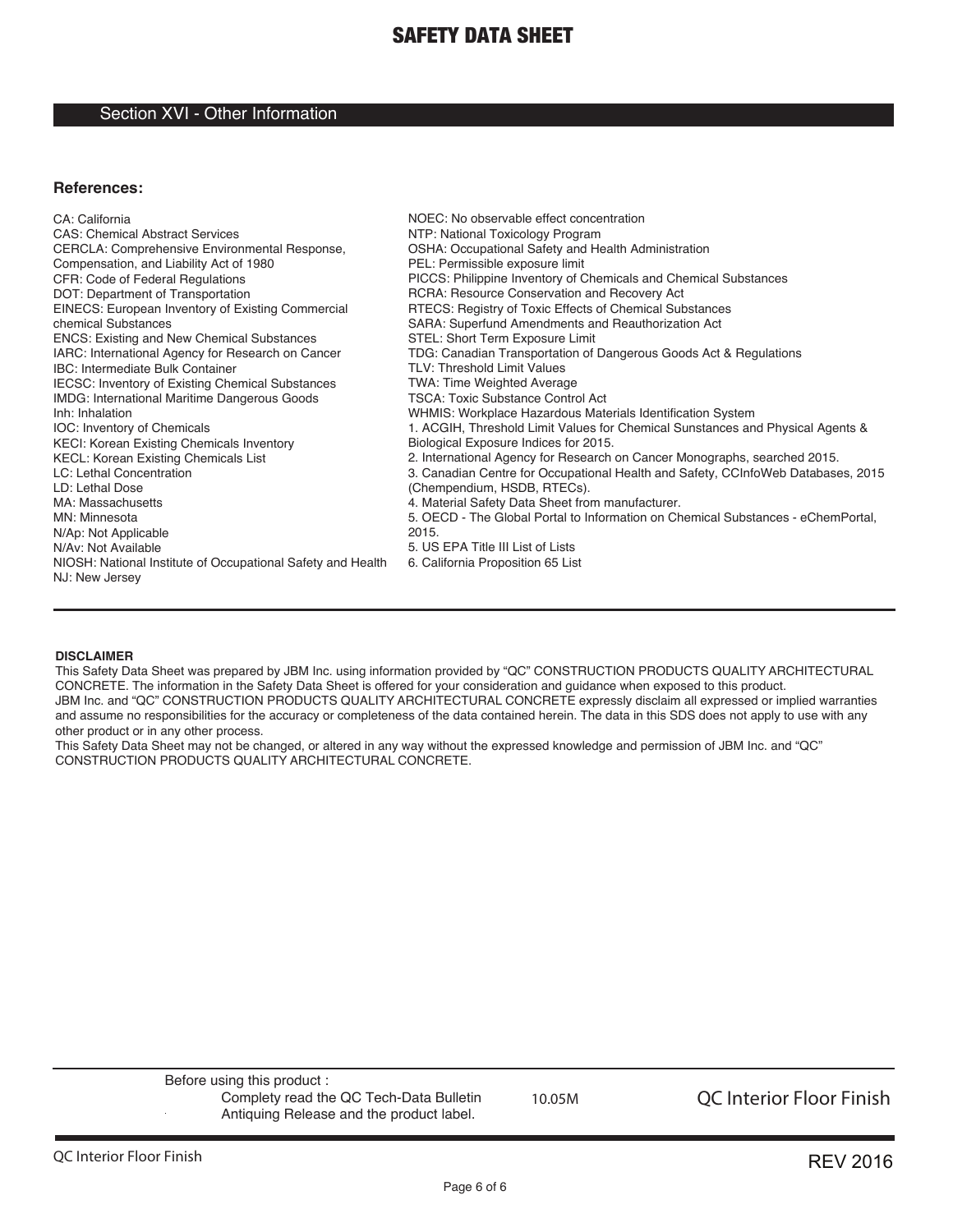## Section XVI - Other Information

### References:

CA: California
CAS: Chemical Abstract Services
CERCLA: Comprehensive Environmental Response, Compensation, and Liability Act of 1980
CFR: Code of Federal Regulations
DOT: Department of Transportation
EINECS: European Inventory of Existing Commercial chemical Substances
ENCS: Existing and New Chemical Substances
IARC: International Agency for Research on Cancer
IBC: Intermediate Bulk Container
IECSC: Inventory of Existing Chemical Substances
IMDG: International Maritime Dangerous Goods
Inh: Inhalation
IOC: Inventory of Chemicals
KECI: Korean Existing Chemicals Inventory
KECL: Korean Existing Chemicals List
LC: Lethal Concentration
LD: Lethal Dose
MA: Massachusetts
MN: Minnesota
N/Ap: Not Applicable
N/Av: Not Available
NIOSH: National Institute of Occupational Safety and Health
NJ: New Jersey
NOEC: No observable effect concentration
NTP: National Toxicology Program
OSHA: Occupational Safety and Health Administration
PEL: Permissible exposure limit
PICCS: Philippine Inventory of Chemicals and Chemical Substances
RCRA: Resource Conservation and Recovery Act
RTECS: Registry of Toxic Effects of Chemical Substances
SARA: Superfund Amendments and Reauthorization Act
STEL: Short Term Exposure Limit
TDG: Canadian Transportation of Dangerous Goods Act & Regulations
TLV: Threshold Limit Values
TWA: Time Weighted Average
TSCA: Toxic Substance Control Act
WHMIS: Workplace Hazardous Materials Identification System

1. ACGIH, Threshold Limit Values for Chemical Sunstances and Physical Agents & Biological Exposure Indices for 2015.
2. International Agency for Research on Cancer Monographs, searched 2015.
3. Canadian Centre for Occupational Health and Safety, CCInfoWeb Databases, 2015 (Chempendium, HSDB, RTECs).
4. Material Safety Data Sheet from manufacturer.
5. OECD - The Global Portal to Information on Chemical Substances - eChemPortal, 2015.
5. US EPA Title III List of Lists
6. California Proposition 65 List

**DISCLAIMER**

This Safety Data Sheet was prepared by JBM Inc. using information provided by "QC" CONSTRUCTION PRODUCTS QUALITY ARCHITECTURAL CONCRETE. The information in the Safety Data Sheet is offered for your consideration and guidance when exposed to this product.
JBM Inc. and "QC" CONSTRUCTION PRODUCTS QUALITY ARCHITECTURAL CONCRETE expressly disclaim all expressed or implied warranties and assume no responsibilities for the accuracy or completeness of the data contained herein. The data in this SDS does not apply to use with any other product or in any other process.
This Safety Data Sheet may not be changed, or altered in any way without the expressed knowledge and permission of JBM Inc. and "QC" CONSTRUCTION PRODUCTS QUALITY ARCHITECTURAL CONCRETE.

Before using this product :
Complety read the QC Tech-Data Bulletin Antiquing Release and the product label.

10.05M

QC Interior Floor Finish